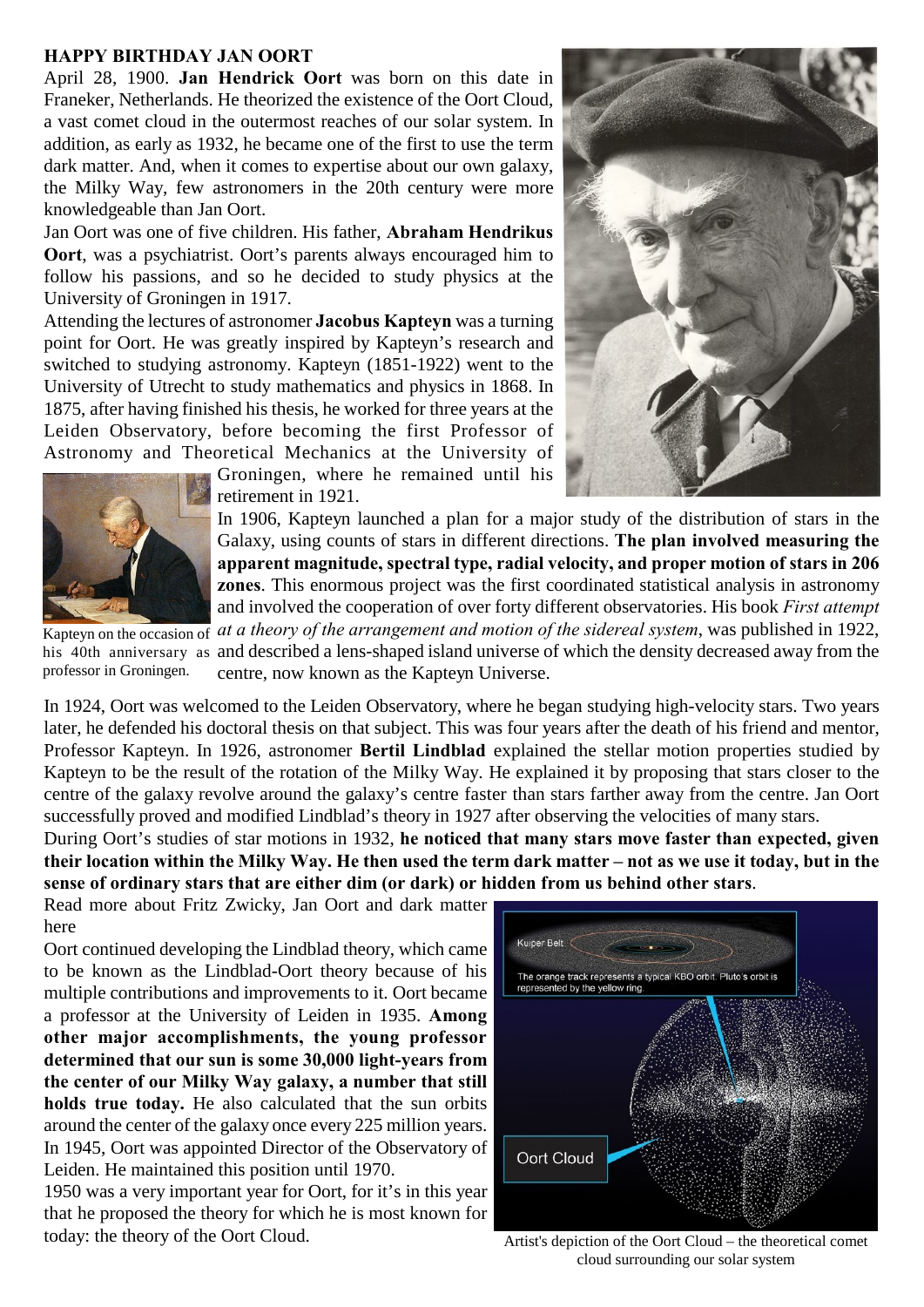**HAPPY BIRTHDAY JAN OORT**

April 28, 1900. **Jan Hendrick Oort** was born on this date in Franeker, Netherlands. He theorized the existence of the Oort Cloud, a vast comet cloud in the outermost reaches of our solar system. In addition, as early as 1932, he became one of the first to use the term dark matter. And, when it comes to expertise about our own galaxy, the Milky Way, few astronomers in the 20th century were more knowledgeable than Jan Oort.

Jan Oort was one of five children. His father, **Abraham Hendrikus Oort**, was a psychiatrist. Oort's parents always encouraged him to follow his passions, and so he decided to study physics at the University of Groningen in 1917.

Attending the lectures of astronomer **Jacobus Kapteyn** was a turning point for Oort. He was greatly inspired by Kapteyn's research and switched to studying astronomy. Kapteyn (1851-1922) went to the University of Utrecht to study mathematics and physics in 1868. In 1875, after having finished his thesis, he worked for three years at the Leiden Observatory, before becoming the first Professor of Astronomy and Theoretical Mechanics at the University of Groningen, where he remained until his retirement in 1921.

Kapteyn on the occasion of his 40th anniversary as professor in Groningen.

In 1906, Kapteyn launched a plan for a major study of the distribution of stars in the Galaxy, using counts of stars in different directions. **The plan involved measuring the apparent magnitude, spectral type, radial velocity, and proper motion of stars in 206 zones**. This enormous project was the first coordinated statistical analysis in astronomy and involved the cooperation of over forty different observatories. His book *First attempt at a theory of the arrangement and motion of the sidereal system*, was published in 1922, and described a lens-shaped island universe of which the density decreased away from the centre, now known as the Kapteyn Universe.

In 1924, Oort was welcomed to the Leiden Observatory, where he began studying high-velocity stars. Two years later, he defended his doctoral thesis on that subject. This was four years after the death of his friend and mentor, Professor Kapteyn. In 1926, astronomer **Bertil Lindblad** explained the stellar motion properties studied by Kapteyn to be the result of the rotation of the Milky Way. He explained it by proposing that stars closer to the centre of the galaxy revolve around the galaxy's centre faster than stars farther away from the centre. Jan Oort successfully proved and modified Lindblad's theory in 1927 after observing the velocities of many stars.

During Oort's studies of star motions in 1932, **he noticed that many stars move faster than expected, given their location within the Milky Way. He then used the term dark matter – not as we use it today, but in the sense of ordinary stars that are either dim (or dark) or hidden from us behind other stars**.

Read more about Fritz Zwicky, Jan Oort and dark matter here

Oort continued developing the Lindblad theory, which came to be known as the Lindblad-Oort theory because of his multiple contributions and improvements to it. Oort became a professor at the University of Leiden in 1935. **Among other major accomplishments, the young professor determined that our sun is some 30,000 light-years from the center of our Milky Way galaxy, a number that still holds true today.** He also calculated that the sun orbits around the center of the galaxy once every 225 million years.

In 1945, Oort was appointed Director of the Observatory of Leiden. He maintained this position until 1970.

1950 was a very important year for Oort, for it's in this year that he proposed the theory for which he is most known for today: the theory of the Oort Cloud.

Artist's depiction of the Oort Cloud – the theoretical comet cloud surrounding our solar system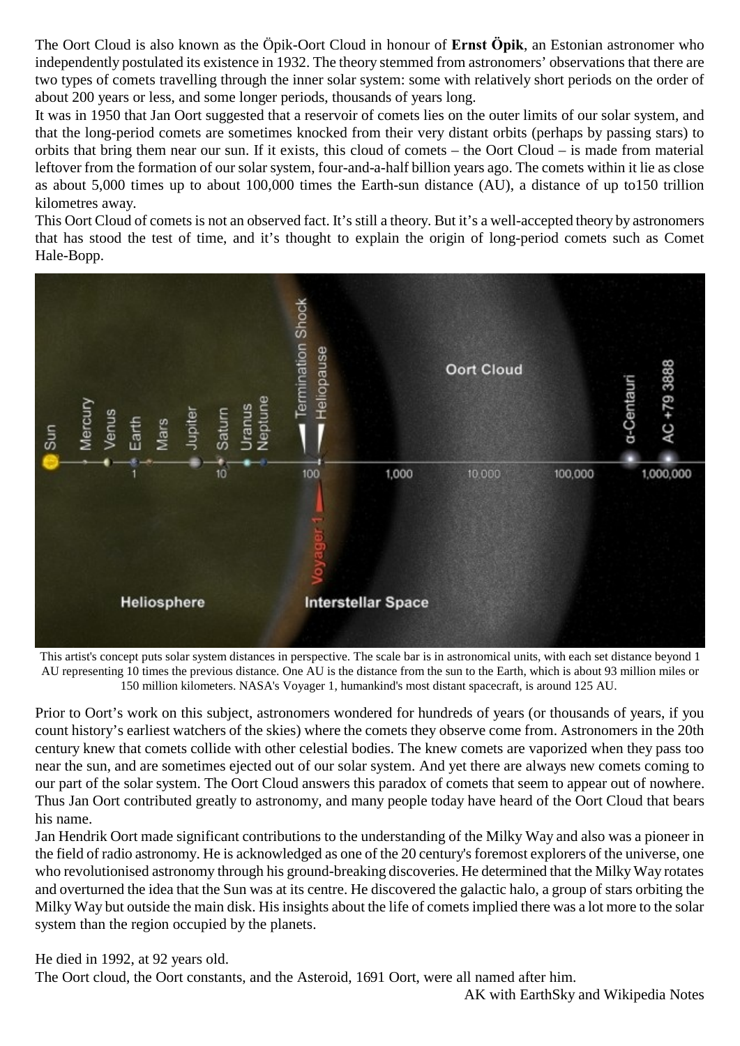The Oort Cloud is also known as the Öpik-Oort Cloud in honour of **Ernst Öpik**, an Estonian astronomer who independently postulated its existence in 1932. The theory stemmed from astronomers' observations that there are two types of comets travelling through the inner solar system: some with relatively short periods on the order of about 200 years or less, and some longer periods, thousands of years long.

It was in 1950 that Jan Oort suggested that a reservoir of comets lies on the outer limits of our solar system, and that the long-period comets are sometimes knocked from their very distant orbits (perhaps by passing stars) to orbits that bring them near our sun. If it exists, this cloud of comets – the Oort Cloud – is made from material leftover from the formation of our solar system, four-and-a-half billion years ago. The comets within it lie as close as about 5,000 times up to about 100,000 times the Earth-sun distance (AU), a distance of up to150 trillion kilometres away.

This Oort Cloud of comets is not an observed fact. It's still a theory. But it's a well-accepted theory by astronomers that has stood the test of time, and it's thought to explain the origin of long-period comets such as Comet Hale-Bopp.

Sun
Mercury
Venus
Earth
Mars
Jupiter
Saturn
Uranus
Neptune
Termination Shock
Heliopause
Oort Cloud
α-Centauri
AC +79 3888
1
10
100
1,000
10,000
100,000
1,000,000
Voyager 1
Heliosphere
Interstellar Space

This artist's concept puts solar system distances in perspective. The scale bar is in astronomical units, with each set distance beyond 1 AU representing 10 times the previous distance. One AU is the distance from the sun to the Earth, which is about 93 million miles or 150 million kilometers. NASA's Voyager 1, humankind's most distant spacecraft, is around 125 AU.

Prior to Oort's work on this subject, astronomers wondered for hundreds of years (or thousands of years, if you count history's earliest watchers of the skies) where the comets they observe come from. Astronomers in the 20th century knew that comets collide with other celestial bodies. The knew comets are vaporized when they pass too near the sun, and are sometimes ejected out of our solar system. And yet there are always new comets coming to our part of the solar system. The Oort Cloud answers this paradox of comets that seem to appear out of nowhere. Thus Jan Oort contributed greatly to astronomy, and many people today have heard of the Oort Cloud that bears his name.

Jan Hendrik Oort made significant contributions to the understanding of the Milky Way and also was a pioneer in the field of radio astronomy. He is acknowledged as one of the 20 century's foremost explorers of the universe, one who revolutionised astronomy through his ground-breaking discoveries. He determined that the Milky Way rotates and overturned the idea that the Sun was at its centre. He discovered the galactic halo, a group of stars orbiting the Milky Way but outside the main disk. His insights about the life of comets implied there was a lot more to the solar system than the region occupied by the planets.

He died in 1992, at 92 years old.

The Oort cloud, the Oort constants, and the Asteroid, 1691 Oort, were all named after him.

AK with EarthSky and Wikipedia Notes